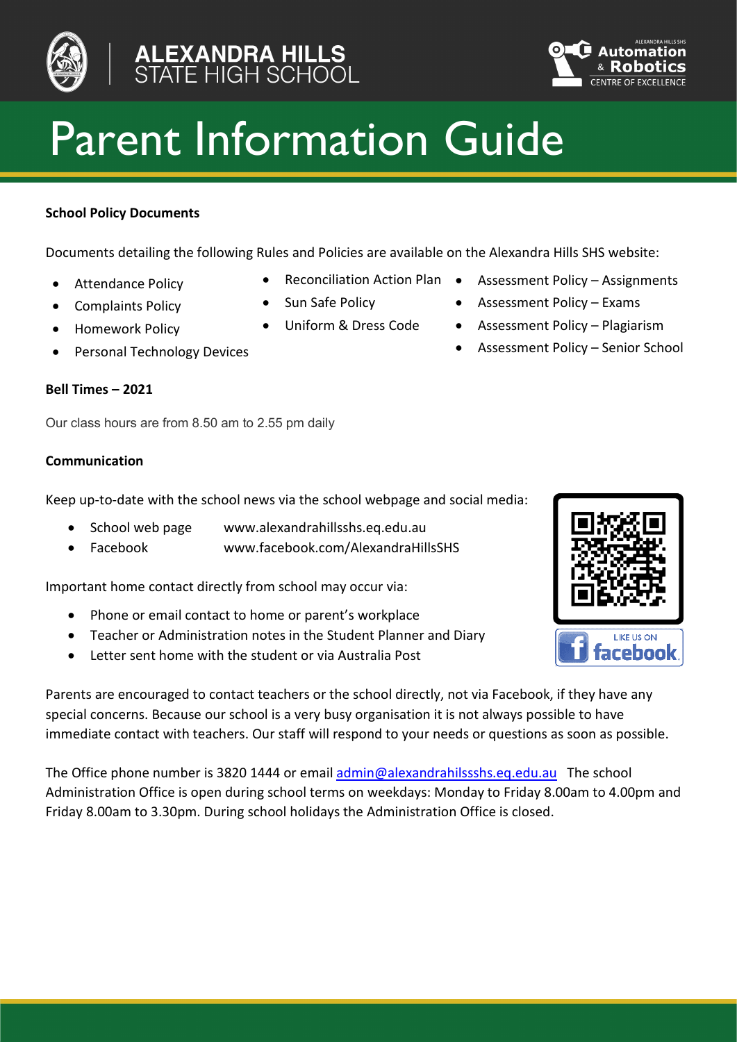# ALEXANDRA HILLS STATE HIGH SCHOOL

ALEXANDRA HILLS SHS Automation & Robotics CENTRE OF EXCELLENCE

# Parent Information Guide

### School Policy Documents

Documents detailing the following Rules and Policies are available on the Alexandra Hills SHS website:

- Attendance Policy
- Complaints Policy
- Homework Policy
- Personal Technology Devices
- Reconciliation Action Plan
- Sun Safe Policy
- Uniform & Dress Code
- Assessment Policy – Assignments
- Assessment Policy – Exams
- Assessment Policy – Plagiarism
- Assessment Policy – Senior School

### Bell Times – 2021

Our class hours are from 8.50 am to 2.55 pm daily

### Communication

Keep up-to-date with the school news via the school webpage and social media:

- School web page    www.alexandrahillsshs.eq.edu.au
- Facebook    www.facebook.com/AlexandraHillsSHS

LIKE US ON facebook

Important home contact directly from school may occur via:

- Phone or email contact to home or parent's workplace
- Teacher or Administration notes in the Student Planner and Diary
- Letter sent home with the student or via Australia Post

Parents are encouraged to contact teachers or the school directly, not via Facebook, if they have any special concerns. Because our school is a very busy organisation it is not always possible to have immediate contact with teachers. Our staff will respond to your needs or questions as soon as possible.

The Office phone number is 3820 1444 or email admin@alexandrahilssshs.eq.edu.au The school Administration Office is open during school terms on weekdays: Monday to Friday 8.00am to 4.00pm and Friday 8.00am to 3.30pm. During school holidays the Administration Office is closed.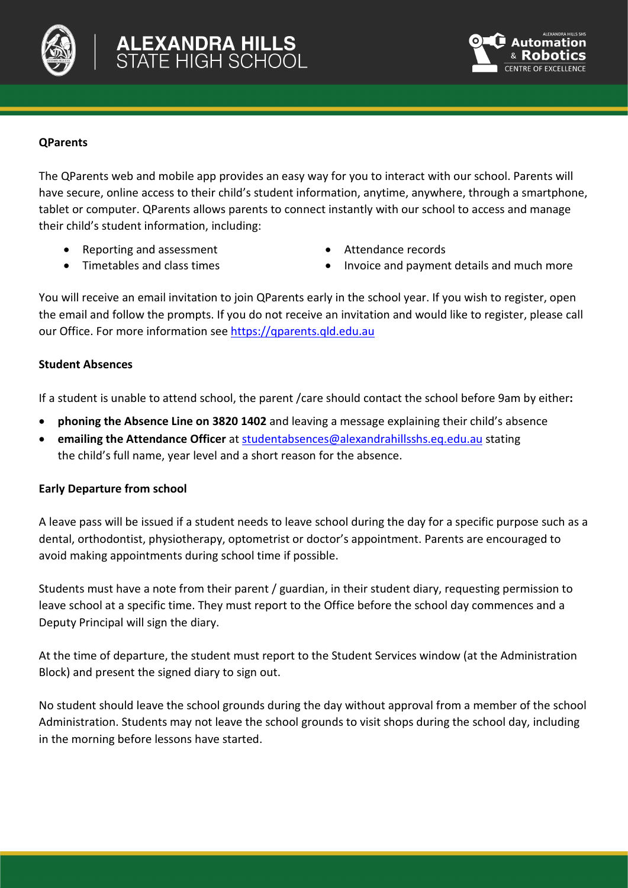**QParents**

The QParents web and mobile app provides an easy way for you to interact with our school. Parents will have secure, online access to their child's student information, anytime, anywhere, through a smartphone, tablet or computer. QParents allows parents to connect instantly with our school to access and manage their child's student information, including:

- Reporting and assessment
- Timetables and class times
- Attendance records
- Invoice and payment details and much more

You will receive an email invitation to join QParents early in the school year. If you wish to register, open the email and follow the prompts. If you do not receive an invitation and would like to register, please call our Office. For more information see https://qparents.qld.edu.au

**Student Absences**

If a student is unable to attend school, the parent /care should contact the school before 9am by either**:**

- **phoning the Absence Line on 3820 1402** and leaving a message explaining their child's absence
- **emailing the Attendance Officer** at studentabsences@alexandrahillsshs.eq.edu.au stating the child's full name, year level and a short reason for the absence.

**Early Departure from school**

A leave pass will be issued if a student needs to leave school during the day for a specific purpose such as a dental, orthodontist, physiotherapy, optometrist or doctor's appointment. Parents are encouraged to avoid making appointments during school time if possible.

Students must have a note from their parent / guardian, in their student diary, requesting permission to leave school at a specific time. They must report to the Office before the school day commences and a Deputy Principal will sign the diary.

At the time of departure, the student must report to the Student Services window (at the Administration Block) and present the signed diary to sign out.

No student should leave the school grounds during the day without approval from a member of the school Administration. Students may not leave the school grounds to visit shops during the school day, including in the morning before lessons have started.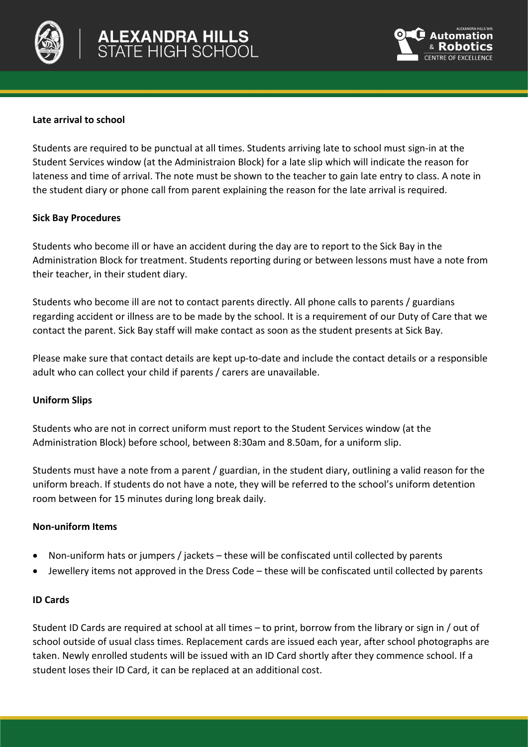**Late arrival to school**

Students are required to be punctual at all times. Students arriving late to school must sign-in at the Student Services window (at the Administraion Block) for a late slip which will indicate the reason for lateness and time of arrival. The note must be shown to the teacher to gain late entry to class. A note in the student diary or phone call from parent explaining the reason for the late arrival is required.

**Sick Bay Procedures**

Students who become ill or have an accident during the day are to report to the Sick Bay in the Administration Block for treatment. Students reporting during or between lessons must have a note from their teacher, in their student diary.

Students who become ill are not to contact parents directly. All phone calls to parents / guardians regarding accident or illness are to be made by the school. It is a requirement of our Duty of Care that we contact the parent. Sick Bay staff will make contact as soon as the student presents at Sick Bay.

Please make sure that contact details are kept up-to-date and include the contact details or a responsible adult who can collect your child if parents / carers are unavailable.

**Uniform Slips**

Students who are not in correct uniform must report to the Student Services window (at the Administration Block) before school, between 8:30am and 8.50am, for a uniform slip.

Students must have a note from a parent / guardian, in the student diary, outlining a valid reason for the uniform breach. If students do not have a note, they will be referred to the school's uniform detention room between for 15 minutes during long break daily.

**Non-uniform Items**

- Non-uniform hats or jumpers / jackets – these will be confiscated until collected by parents
- Jewellery items not approved in the Dress Code – these will be confiscated until collected by parents

**ID Cards**

Student ID Cards are required at school at all times – to print, borrow from the library or sign in / out of school outside of usual class times. Replacement cards are issued each year, after school photographs are taken. Newly enrolled students will be issued with an ID Card shortly after they commence school. If a student loses their ID Card, it can be replaced at an additional cost.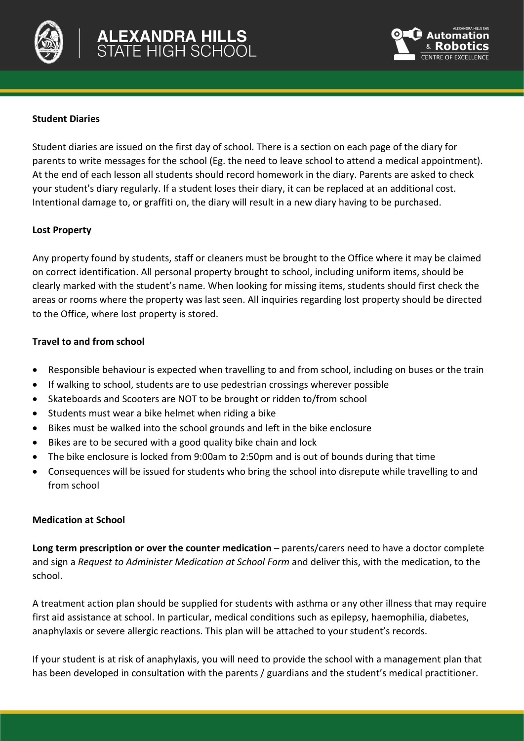### Student Diaries

Student diaries are issued on the first day of school. There is a section on each page of the diary for parents to write messages for the school (Eg. the need to leave school to attend a medical appointment). At the end of each lesson all students should record homework in the diary. Parents are asked to check your student's diary regularly. If a student loses their diary, it can be replaced at an additional cost. Intentional damage to, or graffiti on, the diary will result in a new diary having to be purchased.

### Lost Property

Any property found by students, staff or cleaners must be brought to the Office where it may be claimed on correct identification. All personal property brought to school, including uniform items, should be clearly marked with the student's name. When looking for missing items, students should first check the areas or rooms where the property was last seen. All inquiries regarding lost property should be directed to the Office, where lost property is stored.

### Travel to and from school

- Responsible behaviour is expected when travelling to and from school, including on buses or the train
- If walking to school, students are to use pedestrian crossings wherever possible
- Skateboards and Scooters are NOT to be brought or ridden to/from school
- Students must wear a bike helmet when riding a bike
- Bikes must be walked into the school grounds and left in the bike enclosure
- Bikes are to be secured with a good quality bike chain and lock
- The bike enclosure is locked from 9:00am to 2:50pm and is out of bounds during that time
- Consequences will be issued for students who bring the school into disrepute while travelling to and from school

### Medication at School

**Long term prescription or over the counter medication** – parents/carers need to have a doctor complete and sign a *Request to Administer Medication at School Form* and deliver this, with the medication, to the school.

A treatment action plan should be supplied for students with asthma or any other illness that may require first aid assistance at school. In particular, medical conditions such as epilepsy, haemophilia, diabetes, anaphylaxis or severe allergic reactions. This plan will be attached to your student's records.

If your student is at risk of anaphylaxis, you will need to provide the school with a management plan that has been developed in consultation with the parents / guardians and the student's medical practitioner.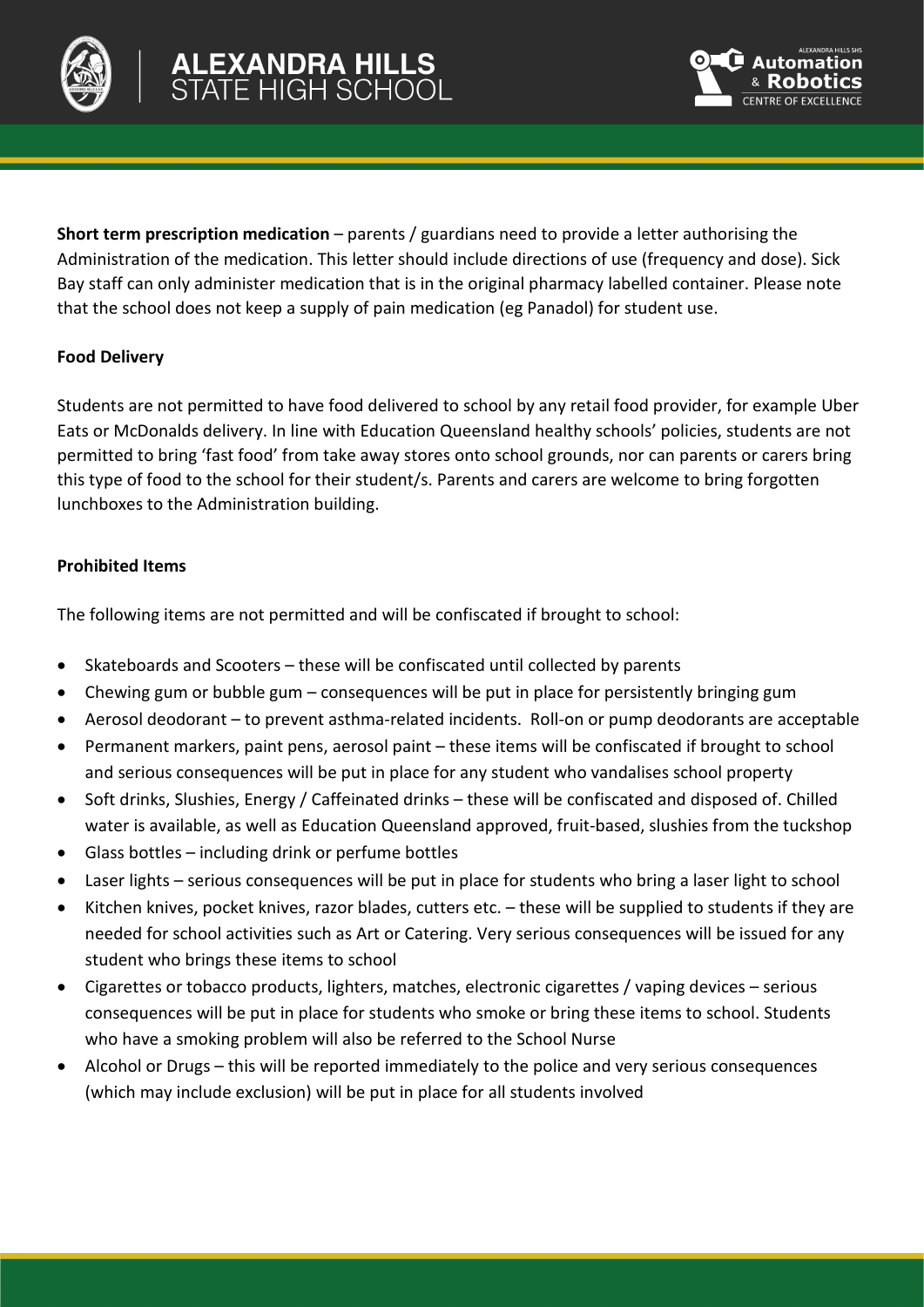**Short term prescription medication** – parents / guardians need to provide a letter authorising the Administration of the medication. This letter should include directions of use (frequency and dose). Sick Bay staff can only administer medication that is in the original pharmacy labelled container. Please note that the school does not keep a supply of pain medication (eg Panadol) for student use.

**Food Delivery**

Students are not permitted to have food delivered to school by any retail food provider, for example Uber Eats or McDonalds delivery. In line with Education Queensland healthy schools' policies, students are not permitted to bring 'fast food' from take away stores onto school grounds, nor can parents or carers bring this type of food to the school for their student/s. Parents and carers are welcome to bring forgotten lunchboxes to the Administration building.

**Prohibited Items**

The following items are not permitted and will be confiscated if brought to school:

- Skateboards and Scooters – these will be confiscated until collected by parents
- Chewing gum or bubble gum – consequences will be put in place for persistently bringing gum
- Aerosol deodorant – to prevent asthma-related incidents. Roll-on or pump deodorants are acceptable
- Permanent markers, paint pens, aerosol paint – these items will be confiscated if brought to school and serious consequences will be put in place for any student who vandalises school property
- Soft drinks, Slushies, Energy / Caffeinated drinks – these will be confiscated and disposed of. Chilled water is available, as well as Education Queensland approved, fruit-based, slushies from the tuckshop
- Glass bottles – including drink or perfume bottles
- Laser lights – serious consequences will be put in place for students who bring a laser light to school
- Kitchen knives, pocket knives, razor blades, cutters etc. – these will be supplied to students if they are needed for school activities such as Art or Catering. Very serious consequences will be issued for any student who brings these items to school
- Cigarettes or tobacco products, lighters, matches, electronic cigarettes / vaping devices – serious consequences will be put in place for students who smoke or bring these items to school. Students who have a smoking problem will also be referred to the School Nurse
- Alcohol or Drugs – this will be reported immediately to the police and very serious consequences (which may include exclusion) will be put in place for all students involved